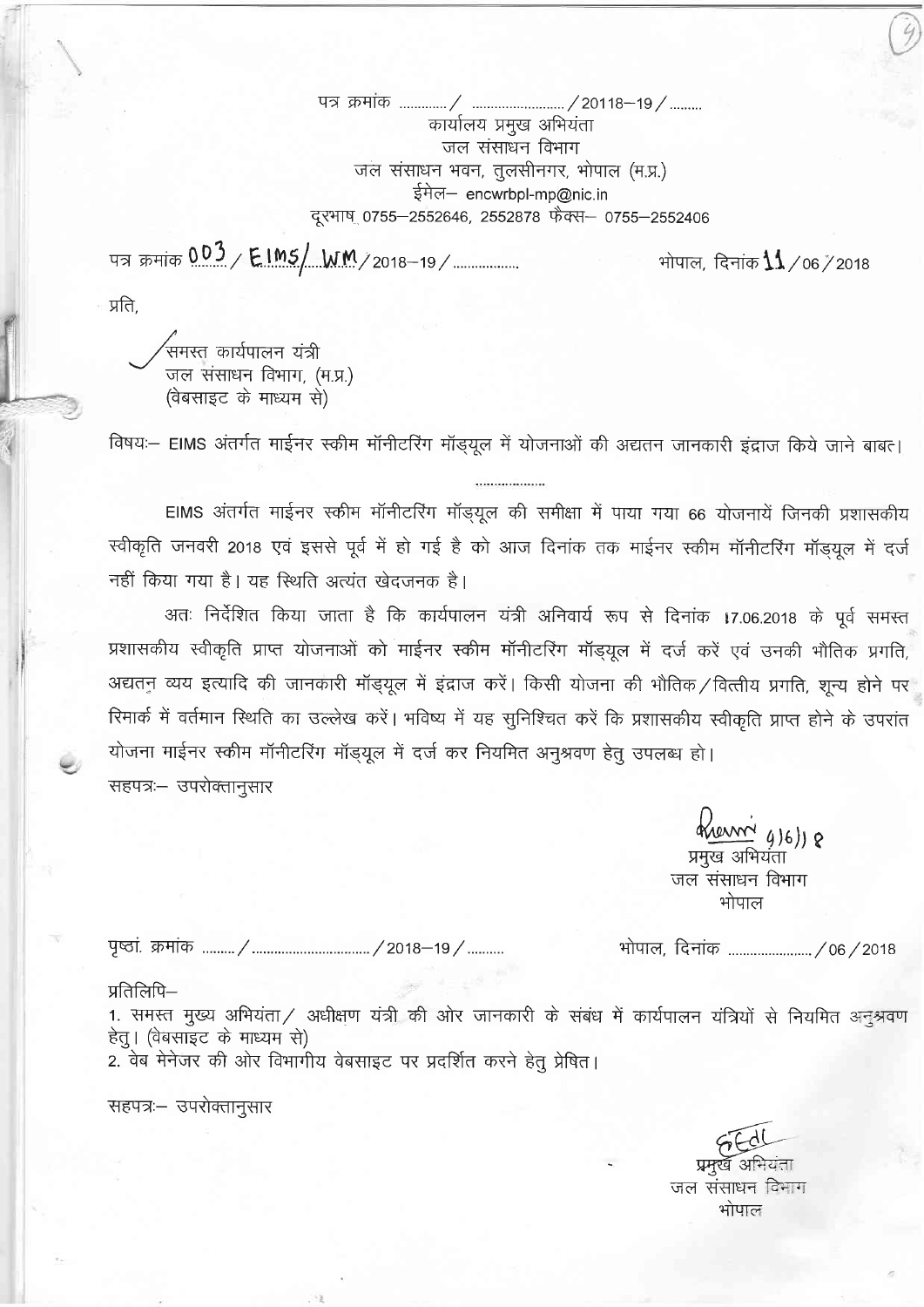पत्र क्रमांक ............/ ......................../20118–19/........

कार्यालय प्रमुख अभियंता
जल संसाधन विभाग
जल संसाधन भवन, तुलसीनगर, भोपाल (म.प्र.)
ईमेल– encwrbpl-mp@nic.in
दूरभाष 0755–2552646, 2552878 फैक्स– 0755–2552406

पत्र क्रमांक 003/ EIMS/ WM/2018–19/................ भोपाल, दिनांक 11/06/2018

प्रति,

समस्त कार्यपालन यंत्री
जल संसाधन विभाग, (म.प्र.)
(वेबसाइट के माध्यम से)

विषयः– EIMS अंतर्गत माईनर स्कीम मॉनीटरिंग मॉड्यूल में योजनाओं की अद्यतन जानकारी इंद्राज किये जाने बाबत।

..................

EIMS अंतर्गत माईनर स्कीम मॉनीटरिंग मॉड्यूल की समीक्षा में पाया गया 66 योजनायें जिनकी प्रशासकीय स्वीकृति जनवरी 2018 एवं इससे पूर्व में हो गई है को आज दिनांक तक माईनर स्कीम मॉनीटरिंग मॉड्यूल में दर्ज नहीं किया गया है। यह स्थिति अत्यंत खेदजनक है।

अतः निर्देशित किया जाता है कि कार्यपालन यंत्री अनिवार्य रूप से दिनांक 17.06.2018 के पूर्व समस्त प्रशासकीय स्वीकृति प्राप्त योजनाओं को माईनर स्कीम मॉनीटरिंग मॉड्यूल में दर्ज करें एवं उनकी भौतिक प्रगति, अद्यतन व्यय इत्यादि की जानकारी मॉड्यूल में इंद्राज करें। किसी योजना की भौतिक/वित्तीय प्रगति, शून्य होने पर रिमार्क में वर्तमान स्थिति का उल्लेख करें। भविष्य में यह सुनिश्चित करें कि प्रशासकीय स्वीकृति प्राप्त होने के उपरांत योजना माईनर स्कीम मॉनीटरिंग मॉड्यूल में दर्ज कर नियमित अनुश्रवण हेतु उपलब्ध हो।

सहपत्रः– उपरोक्तानुसार

9/6/18
प्रमुख अभियंता
जल संसाधन विभाग
भोपाल

पृष्ठां. क्रमांक ......../................................/2018–19/.......... भोपाल, दिनांक ....................../06/2018

प्रतिलिपि–

1. समस्त मुख्य अभियंता/ अधीक्षण यंत्री की ओर जानकारी के संबंध में कार्यपालन यंत्रियों से नियमित अनुश्रवण हेतु। (वेबसाइट के माध्यम से)
2. वेब मेनेजर की ओर विभागीय वेबसाइट पर प्रदर्शित करने हेतु प्रेषित।

सहपत्रः– उपरोक्तानुसार

प्रमुख अभियंता
जल संसाधन विभाग
भोपाल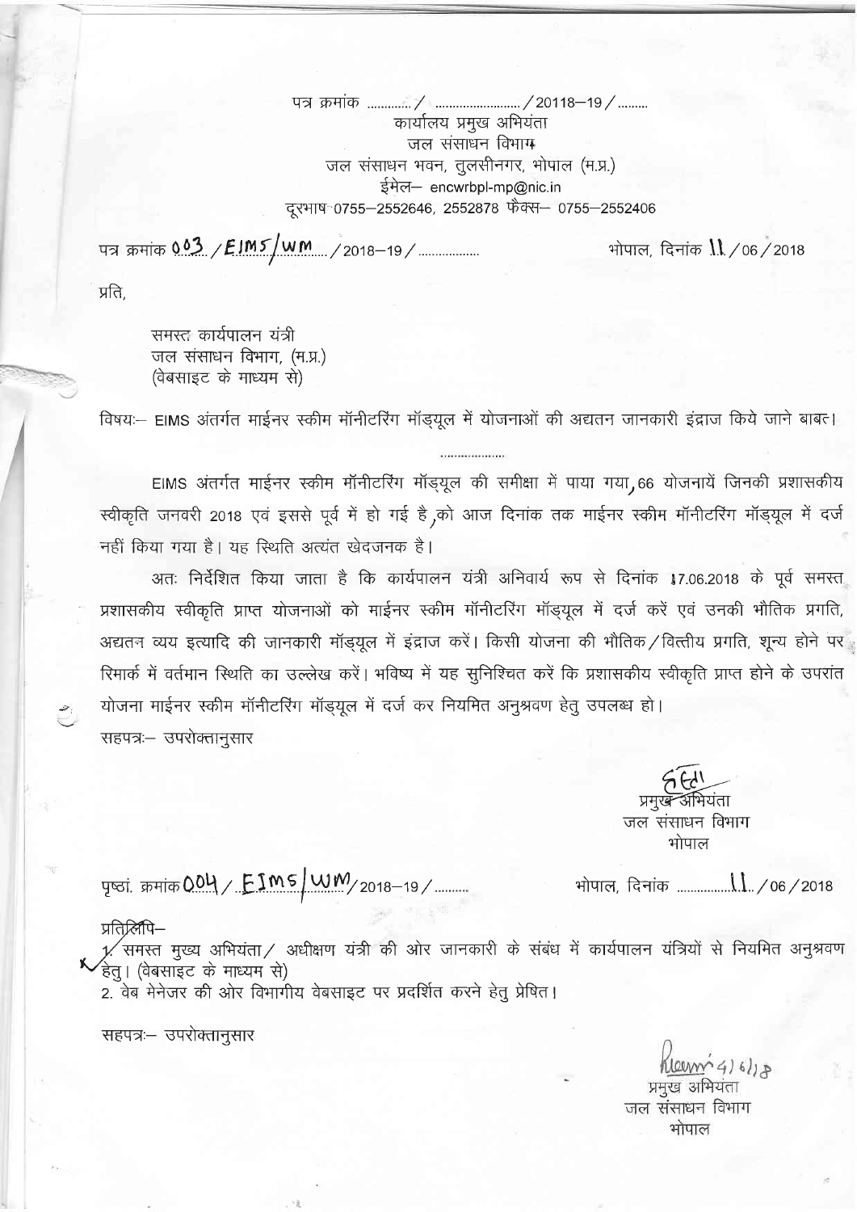पत्र क्रमांक ............/ ......................../20118–19/........

कार्यालय प्रमुख अभियंता
जल संसाधन विभाग
जल संसाधन भवन, तुलसीनगर, भोपाल (म.प्र.)
ईमेल– encwrbpl-mp@nic.in
दूरभाष 0755–2552646, 2552878 फैक्स– 0755–2552406

पत्र क्रमांक 003 / EIMS/WM /2018–19/.................. भोपाल, दिनांक 11/06/2018

प्रति,

समस्त कार्यपालन यंत्री
जल संसाधन विभाग, (म.प्र.)
(वेबसाइट के माध्यम से)

विषयः– EIMS अंतर्गत माईनर स्कीम मॉनीटरिंग मॉड्यूल में योजनाओं की अद्यतन जानकारी इंद्राज किये जाने बाबत।

....................

EIMS अंतर्गत माईनर स्कीम मॉनीटरिंग मॉड्यूल की समीक्षा में पाया गया, 66 योजनायें जिनकी प्रशासकीय स्वीकृति जनवरी 2018 एवं इससे पूर्व में हो गई है, को आज दिनांक तक माईनर स्कीम मॉनीटरिंग मॉड्यूल में दर्ज नहीं किया गया है। यह स्थिति अत्यंत खेदजनक है।

अतः निर्देशित किया जाता है कि कार्यपालन यंत्री अनिवार्य रूप से दिनांक 17.06.2018 के पूर्व समस्त प्रशासकीय स्वीकृति प्राप्त योजनाओं को माईनर स्कीम मॉनीटरिंग मॉड्यूल में दर्ज करें एवं उनकी भौतिक प्रगति, अद्यतन व्यय इत्यादि की जानकारी मॉड्यूल में इंद्राज करें। किसी योजना की भौतिक/वित्तीय प्रगति, शून्य होने पर रिमार्क में वर्तमान स्थिति का उल्लेख करें। भविष्य में यह सुनिश्चित करें कि प्रशासकीय स्वीकृति प्राप्त होने के उपरांत योजना माईनर स्कीम मॉनीटरिंग मॉड्यूल में दर्ज कर नियमित अनुश्रवण हेतु उपलब्ध हो।

सहपत्रः– उपरोक्तानुसार

प्रमुख अभियंता
जल संसाधन विभाग
भोपाल

पृष्ठां. क्रमांक 004 / EIMS/WM /2018–19/.......... भोपाल, दिनांक 11/06/2018

प्रतिलिपि–

1. समस्त मुख्य अभियंता/ अधीक्षण यंत्री की ओर जानकारी के संबंध में कार्यपालन यंत्रियों से नियमित अनुश्रवण हेतु। (वेबसाइट के माध्यम से)
2. वेब मेनेजर की ओर विभागीय वेबसाइट पर प्रदर्शित करने हेतु प्रेषित।

सहपत्रः– उपरोक्तानुसार

प्रमुख अभियंता
जल संसाधन विभाग
भोपाल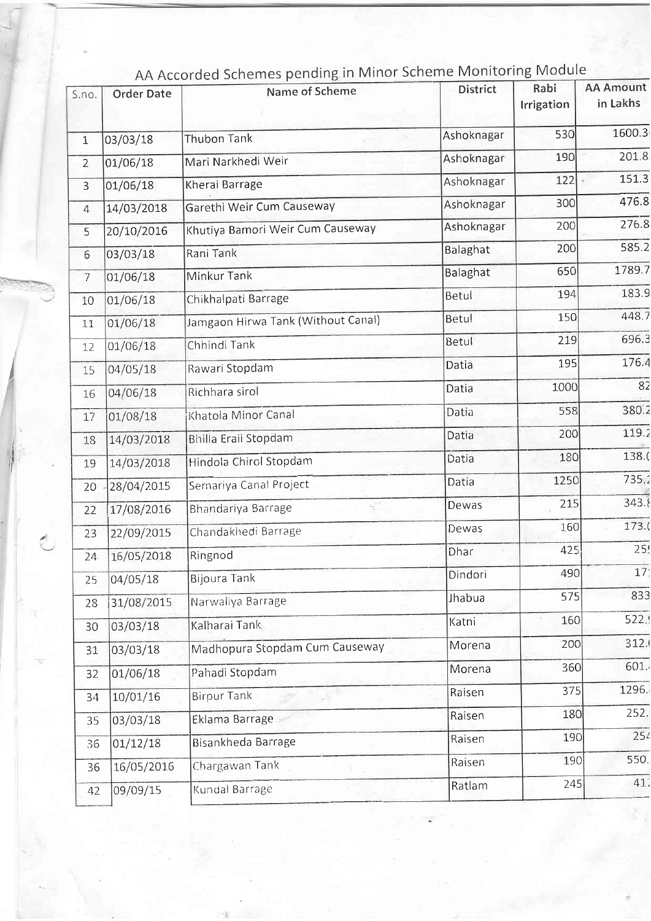## AA Accorded Schemes pending in Minor Scheme Monitoring Module

| S.no. | Order Date | Name of Scheme | District | Rabi Irrigation | AA Amount in Lakhs |
|---|---|---|---|---|---|
| 1 | 03/03/18 | Thubon Tank | Ashoknagar | 530 | 1600.3 |
| 2 | 01/06/18 | Mari Narkhedi Weir | Ashoknagar | 190 | 201.8 |
| 3 | 01/06/18 | Kherai Barrage | Ashoknagar | 122 | 151.3 |
| 4 | 14/03/2018 | Garethi Weir Cum Causeway | Ashoknagar | 300 | 476.8 |
| 5 | 20/10/2016 | Khutiya Bamori Weir Cum Causeway | Ashoknagar | 200 | 276.8 |
| 6 | 03/03/18 | Rani Tank | Balaghat | 200 | 585.2 |
| 7 | 01/06/18 | Minkur Tank | Balaghat | 650 | 1789.7 |
| 10 | 01/06/18 | Chikhalpati Barrage | Betul | 194 | 183.9 |
| 11 | 01/06/18 | Jamgaon Hirwa Tank (Without Canal) | Betul | 150 | 448.7 |
| 12 | 01/06/18 | Chhindi Tank | Betul | 219 | 696.3 |
| 15 | 04/05/18 | Rawari Stopdam | Datia | 195 | 176.4 |
| 16 | 04/06/18 | Richhara sirol | Datia | 1000 | 82 |
| 17 | 01/08/18 | Khatola Minor Canal | Datia | 558 | 380.2 |
| 18 | 14/03/2018 | Bhilla Eraii Stopdam | Datia | 200 | 119.2 |
| 19 | 14/03/2018 | Hindola Chirol Stopdam | Datia | 180 | 138.( |
| 20 | 28/04/2015 | Semariya Canal Project | Datia | 1250 | 735.2 |
| 22 | 17/08/2016 | Bhandariya Barrage | Dewas | 215 | 343.8 |
| 23 | 22/09/2015 | Chandakhedi Barrage | Dewas | 160 | 173.( |
| 24 | 16/05/2018 | Ringnod | Dhar | 425 | 25 |
| 25 | 04/05/18 | Bijoura Tank | Dindori | 490 | 17 |
| 28 | 31/08/2015 | Narwaliya Barrage | Jhabua | 575 | 833 |
| 30 | 03/03/18 | Kalharai Tank | Katni | 160 | 522. |
| 31 | 03/03/18 | Madhopura Stopdam Cum Causeway | Morena | 200 | 312. |
| 32 | 01/06/18 | Pahadi Stopdam | Morena | 360 | 601. |
| 34 | 10/01/16 | Birpur Tank | Raisen | 375 | 1296. |
| 35 | 03/03/18 | Eklama Barrage | Raisen | 180 | 252. |
| 36 | 01/12/18 | Bisankheda Barrage | Raisen | 190 | 254 |
| 36 | 16/05/2016 | Chargawan Tank | Raisen | 190 | 550. |
| 42 | 09/09/15 | Kundal Barrage | Ratlam | 245 | 41. |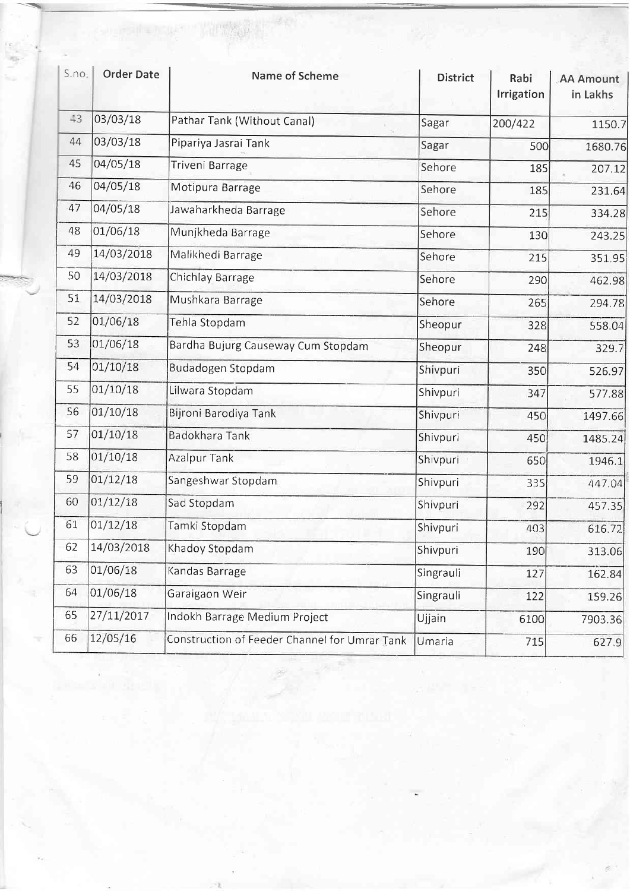| S.no. | Order Date | Name of Scheme | District | Rabi Irrigation | AA Amount in Lakhs |
|---|---|---|---|---|---|
| 43 | 03/03/18 | Pathar Tank (Without Canal) | Sagar | 200/422 | 1150.7 |
| 44 | 03/03/18 | Pipariya Jasrai Tank | Sagar | 500 | 1680.76 |
| 45 | 04/05/18 | Triveni Barrage | Sehore | 185 | 207.12 |
| 46 | 04/05/18 | Motipura Barrage | Sehore | 185 | 231.64 |
| 47 | 04/05/18 | Jawaharkheda Barrage | Sehore | 215 | 334.28 |
| 48 | 01/06/18 | Munjkheda Barrage | Sehore | 130 | 243.25 |
| 49 | 14/03/2018 | Malikhedi Barrage | Sehore | 215 | 351.95 |
| 50 | 14/03/2018 | Chichlay Barrage | Sehore | 290 | 462.98 |
| 51 | 14/03/2018 | Mushkara Barrage | Sehore | 265 | 294.78 |
| 52 | 01/06/18 | Tehla Stopdam | Sheopur | 328 | 558.04 |
| 53 | 01/06/18 | Bardha Bujurg Causeway Cum Stopdam | Sheopur | 248 | 329.7 |
| 54 | 01/10/18 | Budadogen Stopdam | Shivpuri | 350 | 526.97 |
| 55 | 01/10/18 | Lilwara Stopdam | Shivpuri | 347 | 577.88 |
| 56 | 01/10/18 | Bijroni Barodiya Tank | Shivpuri | 450 | 1497.66 |
| 57 | 01/10/18 | Badokhara Tank | Shivpuri | 450 | 1485.24 |
| 58 | 01/10/18 | Azalpur Tank | Shivpuri | 650 | 1946.1 |
| 59 | 01/12/18 | Sangeshwar Stopdam | Shivpuri | 335 | 447.04 |
| 60 | 01/12/18 | Sad Stopdam | Shivpuri | 292 | 457.35 |
| 61 | 01/12/18 | Tamki Stopdam | Shivpuri | 403 | 616.72 |
| 62 | 14/03/2018 | Khadoy Stopdam | Shivpuri | 190 | 313.06 |
| 63 | 01/06/18 | Kandas Barrage | Singrauli | 127 | 162.84 |
| 64 | 01/06/18 | Garaigaon Weir | Singrauli | 122 | 159.26 |
| 65 | 27/11/2017 | Indokh Barrage Medium Project | Ujjain | 6100 | 7903.36 |
| 66 | 12/05/16 | Construction of Feeder Channel for Umrar Tank | Umaria | 715 | 627.9 |